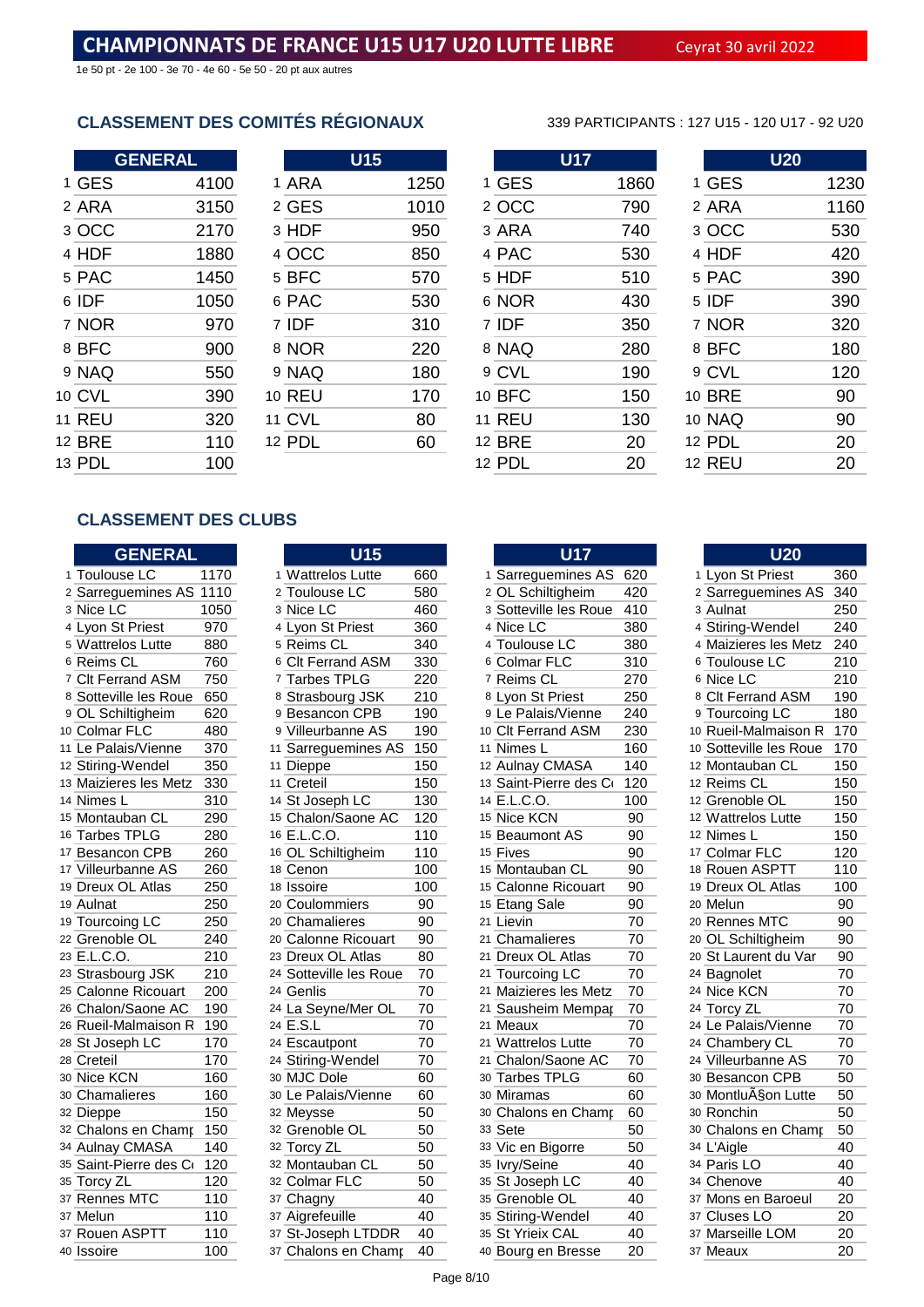# CHAMPIONNATS DE FRANCE U15 U17 U20 LUTTE LIBRE

Ceyrat 30 avril 2022

1e 50 pt - 2e 100 - 3e 70 - 4e 60 - 5e 50 - 20 pt aux autres

## CLASSEMENT DES COMITÉS RÉGIONAUX

339 PARTICIPANTS : 127 U15 - 120 U17 - 92 U20

### GENERAL

| | | |
|---|---|---|
| 1 | GES | 4100 |
| 2 | ARA | 3150 |
| 3 | OCC | 2170 |
| 4 | HDF | 1880 |
| 5 | PAC | 1450 |
| 6 | IDF | 1050 |
| 7 | NOR | 970 |
| 8 | BFC | 900 |
| 9 | NAQ | 550 |
| 10 | CVL | 390 |
| 11 | REU | 320 |
| 12 | BRE | 110 |
| 13 | PDL | 100 |

### U15

| | | |
|---|---|---|
| 1 | ARA | 1250 |
| 2 | GES | 1010 |
| 3 | HDF | 950 |
| 4 | OCC | 850 |
| 5 | BFC | 570 |
| 6 | PAC | 530 |
| 7 | IDF | 310 |
| 8 | NOR | 220 |
| 9 | NAQ | 180 |
| 10 | REU | 170 |
| 11 | CVL | 80 |
| 12 | PDL | 60 |

### U17

| | | |
|---|---|---|
| 1 | GES | 1860 |
| 2 | OCC | 790 |
| 3 | ARA | 740 |
| 4 | PAC | 530 |
| 5 | HDF | 510 |
| 6 | NOR | 430 |
| 7 | IDF | 350 |
| 8 | NAQ | 280 |
| 9 | CVL | 190 |
| 10 | BFC | 150 |
| 11 | REU | 130 |
| 12 | BRE | 20 |
| 12 | PDL | 20 |

### U20

| | | |
|---|---|---|
| 1 | GES | 1230 |
| 2 | ARA | 1160 |
| 3 | OCC | 530 |
| 4 | HDF | 420 |
| 5 | PAC | 390 |
| 5 | IDF | 390 |
| 7 | NOR | 320 |
| 8 | BFC | 180 |
| 9 | CVL | 120 |
| 10 | BRE | 90 |
| 10 | NAQ | 90 |
| 12 | PDL | 20 |
| 12 | REU | 20 |

## CLASSEMENT DES CLUBS

### GENERAL

| | | |
|---|---|---|
| 1 | Toulouse LC | 1170 |
| 2 | Sarreguemines AS | 1110 |
| 3 | Nice LC | 1050 |
| 4 | Lyon St Priest | 970 |
| 5 | Wattrelos Lutte | 880 |
| 6 | Reims CL | 760 |
| 7 | Clt Ferrand ASM | 750 |
| 8 | Sotteville les Roue | 650 |
| 9 | OL Schiltigheim | 620 |
| 10 | Colmar FLC | 480 |
| 11 | Le Palais/Vienne | 370 |
| 12 | Stiring-Wendel | 350 |
| 13 | Maizieres les Metz | 330 |
| 14 | Nimes L | 310 |
| 15 | Montauban CL | 290 |
| 16 | Tarbes TPLG | 280 |
| 17 | Besancon CPB | 260 |
| 17 | Villeurbanne AS | 260 |
| 19 | Dreux OL Atlas | 250 |
| 19 | Aulnat | 250 |
| 19 | Tourcoing LC | 250 |
| 22 | Grenoble OL | 240 |
| 23 | E.L.C.O. | 210 |
| 23 | Strasbourg JSK | 210 |
| 25 | Calonne Ricouart | 200 |
| 26 | Chalon/Saone AC | 190 |
| 26 | Rueil-Malmaison R | 190 |
| 28 | St Joseph LC | 170 |
| 28 | Creteil | 170 |
| 30 | Nice KCN | 160 |
| 30 | Chamalieres | 160 |
| 32 | Dieppe | 150 |
| 32 | Chalons en Champ | 150 |
| 34 | Aulnay CMASA | 140 |
| 35 | Saint-Pierre des C | 120 |
| 35 | Torcy ZL | 120 |
| 37 | Rennes MTC | 110 |
| 37 | Melun | 110 |
| 37 | Rouen ASPTT | 110 |
| 40 | Issoire | 100 |

### U15

| | | |
|---|---|---|
| 1 | Wattrelos Lutte | 660 |
| 2 | Toulouse LC | 580 |
| 3 | Nice LC | 460 |
| 4 | Lyon St Priest | 360 |
| 5 | Reims CL | 340 |
| 6 | Clt Ferrand ASM | 330 |
| 7 | Tarbes TPLG | 220 |
| 8 | Strasbourg JSK | 210 |
| 9 | Besancon CPB | 190 |
| 9 | Villeurbanne AS | 190 |
| 11 | Sarreguemines AS | 150 |
| 11 | Dieppe | 150 |
| 11 | Creteil | 150 |
| 14 | St Joseph LC | 130 |
| 15 | Chalon/Saone AC | 120 |
| 16 | E.L.C.O. | 110 |
| 16 | OL Schiltigheim | 110 |
| 18 | Cenon | 100 |
| 18 | Issoire | 100 |
| 20 | Coulommiers | 90 |
| 20 | Chamalieres | 90 |
| 20 | Calonne Ricouart | 90 |
| 23 | Dreux OL Atlas | 80 |
| 24 | Sotteville les Roue | 70 |
| 24 | Genlis | 70 |
| 24 | La Seyne/Mer OL | 70 |
| 24 | E.S.L | 70 |
| 24 | Escautpont | 70 |
| 24 | Stiring-Wendel | 70 |
| 30 | MJC Dole | 60 |
| 30 | Le Palais/Vienne | 60 |
| 32 | Meysse | 50 |
| 32 | Grenoble OL | 50 |
| 32 | Torcy ZL | 50 |
| 32 | Montauban CL | 50 |
| 32 | Colmar FLC | 50 |
| 37 | Chagny | 40 |
| 37 | Aigrefeuille | 40 |
| 37 | St-Joseph LTDDR | 40 |
| 37 | Chalons en Champ | 40 |

### U17

| | | |
|---|---|---|
| 1 | Sarreguemines AS | 620 |
| 2 | OL Schiltigheim | 420 |
| 3 | Sotteville les Roue | 410 |
| 4 | Nice LC | 380 |
| 4 | Toulouse LC | 380 |
| 6 | Colmar FLC | 310 |
| 7 | Reims CL | 270 |
| 8 | Lyon St Priest | 250 |
| 9 | Le Palais/Vienne | 240 |
| 10 | Clt Ferrand ASM | 230 |
| 11 | Nimes L | 160 |
| 12 | Aulnay CMASA | 140 |
| 13 | Saint-Pierre des C | 120 |
| 14 | E.L.C.O. | 100 |
| 15 | Nice KCN | 90 |
| 15 | Beaumont AS | 90 |
| 15 | Fives | 90 |
| 15 | Montauban CL | 90 |
| 15 | Calonne Ricouart | 90 |
| 15 | Etang Sale | 90 |
| 21 | Lievin | 70 |
| 21 | Chamalieres | 70 |
| 21 | Dreux OL Atlas | 70 |
| 21 | Tourcoing LC | 70 |
| 21 | Maizieres les Metz | 70 |
| 21 | Sausheim Mempa | 70 |
| 21 | Meaux | 70 |
| 21 | Wattrelos Lutte | 70 |
| 21 | Chalon/Saone AC | 70 |
| 30 | Tarbes TPLG | 60 |
| 30 | Miramas | 60 |
| 30 | Chalons en Champ | 60 |
| 33 | Sete | 50 |
| 33 | Vic en Bigorre | 50 |
| 35 | Ivry/Seine | 40 |
| 35 | St Joseph LC | 40 |
| 35 | Grenoble OL | 40 |
| 35 | Stiring-Wendel | 40 |
| 35 | St Yrieix CAL | 40 |
| 40 | Bourg en Bresse | 20 |

### U20

| | | |
|---|---|---|
| 1 | Lyon St Priest | 360 |
| 2 | Sarreguemines AS | 340 |
| 3 | Aulnat | 250 |
| 4 | Stiring-Wendel | 240 |
| 4 | Maizieres les Metz | 240 |
| 6 | Toulouse LC | 210 |
| 6 | Nice LC | 210 |
| 8 | Clt Ferrand ASM | 190 |
| 9 | Tourcoing LC | 180 |
| 10 | Rueil-Malmaison R | 170 |
| 10 | Sotteville les Roue | 170 |
| 12 | Montauban CL | 150 |
| 12 | Reims CL | 150 |
| 12 | Grenoble OL | 150 |
| 12 | Wattrelos Lutte | 150 |
| 12 | Nimes L | 150 |
| 17 | Colmar FLC | 120 |
| 18 | Rouen ASPTT | 110 |
| 19 | Dreux OL Atlas | 100 |
| 20 | Melun | 90 |
| 20 | Rennes MTC | 90 |
| 20 | OL Schiltigheim | 90 |
| 20 | St Laurent du Var | 90 |
| 24 | Bagnolet | 70 |
| 24 | Nice KCN | 70 |
| 24 | Torcy ZL | 70 |
| 24 | Le Palais/Vienne | 70 |
| 24 | Chambery CL | 70 |
| 24 | Villeurbanne AS | 70 |
| 30 | Besancon CPB | 50 |
| 30 | MontluÃ§on Lutte | 50 |
| 30 | Ronchin | 50 |
| 30 | Chalons en Champ | 50 |
| 34 | L'Aigle | 40 |
| 34 | Paris LO | 40 |
| 34 | Chenove | 40 |
| 37 | Mons en Baroeul | 20 |
| 37 | Cluses LO | 20 |
| 37 | Marseille LOM | 20 |
| 37 | Meaux | 20 |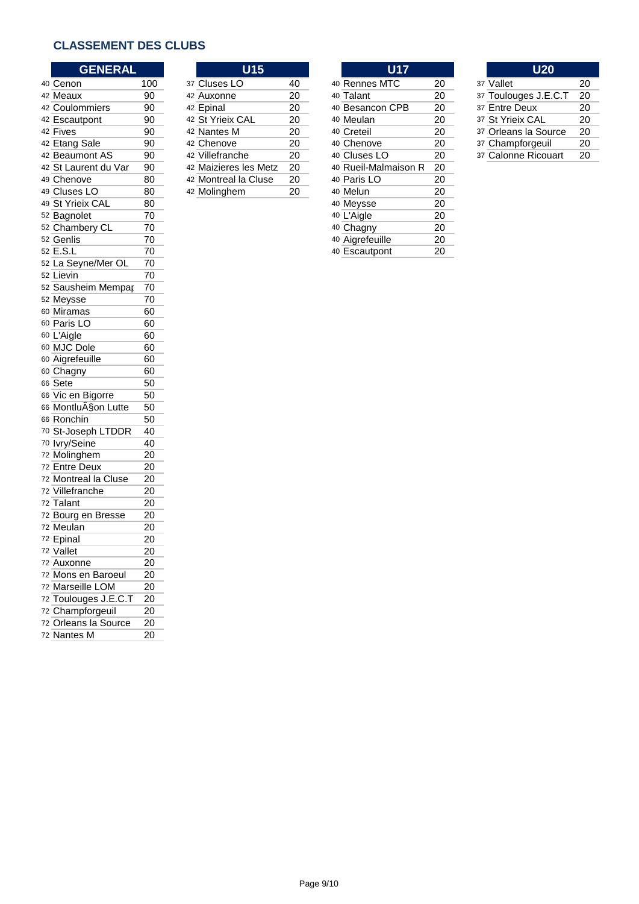## CLASSEMENT DES CLUBS

### GENERAL

| Rang | Club | Points |
|---|---|---|
| 40 | Cenon | 100 |
| 42 | Meaux | 90 |
| 42 | Coulommiers | 90 |
| 42 | Escautpont | 90 |
| 42 | Fives | 90 |
| 42 | Etang Sale | 90 |
| 42 | Beaumont AS | 90 |
| 42 | St Laurent du Var | 90 |
| 49 | Chenove | 80 |
| 49 | Cluses LO | 80 |
| 49 | St Yrieix CAL | 80 |
| 52 | Bagnolet | 70 |
| 52 | Chambery CL | 70 |
| 52 | Genlis | 70 |
| 52 | E.S.L | 70 |
| 52 | La Seyne/Mer OL | 70 |
| 52 | Lievin | 70 |
| 52 | Sausheim Mempaı | 70 |
| 52 | Meysse | 70 |
| 60 | Miramas | 60 |
| 60 | Paris LO | 60 |
| 60 | L'Aigle | 60 |
| 60 | MJC Dole | 60 |
| 60 | Aigrefeuille | 60 |
| 60 | Chagny | 60 |
| 66 | Sete | 50 |
| 66 | Vic en Bigorre | 50 |
| 66 | MontluÃ§on Lutte | 50 |
| 66 | Ronchin | 50 |
| 70 | St-Joseph LTDDR | 40 |
| 70 | Ivry/Seine | 40 |
| 72 | Molinghem | 20 |
| 72 | Entre Deux | 20 |
| 72 | Montreal la Cluse | 20 |
| 72 | Villefranche | 20 |
| 72 | Talant | 20 |
| 72 | Bourg en Bresse | 20 |
| 72 | Meulan | 20 |
| 72 | Epinal | 20 |
| 72 | Vallet | 20 |
| 72 | Auxonne | 20 |
| 72 | Mons en Baroeul | 20 |
| 72 | Marseille LOM | 20 |
| 72 | Toulouges J.E.C.T | 20 |
| 72 | Champforgeuil | 20 |
| 72 | Orleans la Source | 20 |
| 72 | Nantes M | 20 |

### U15

| Rang | Club | Points |
|---|---|---|
| 37 | Cluses LO | 40 |
| 42 | Auxonne | 20 |
| 42 | Epinal | 20 |
| 42 | St Yrieix CAL | 20 |
| 42 | Nantes M | 20 |
| 42 | Chenove | 20 |
| 42 | Villefranche | 20 |
| 42 | Maizieres les Metz | 20 |
| 42 | Montreal la Cluse | 20 |
| 42 | Molinghem | 20 |

### U17

| Rang | Club | Points |
|---|---|---|
| 40 | Rennes MTC | 20 |
| 40 | Talant | 20 |
| 40 | Besancon CPB | 20 |
| 40 | Meulan | 20 |
| 40 | Creteil | 20 |
| 40 | Chenove | 20 |
| 40 | Cluses LO | 20 |
| 40 | Rueil-Malmaison R | 20 |
| 40 | Paris LO | 20 |
| 40 | Melun | 20 |
| 40 | Meysse | 20 |
| 40 | L'Aigle | 20 |
| 40 | Chagny | 20 |
| 40 | Aigrefeuille | 20 |
| 40 | Escautpont | 20 |

### U20

| Rang | Club | Points |
|---|---|---|
| 37 | Vallet | 20 |
| 37 | Toulouges J.E.C.T | 20 |
| 37 | Entre Deux | 20 |
| 37 | St Yrieix CAL | 20 |
| 37 | Orleans la Source | 20 |
| 37 | Champforgeuil | 20 |
| 37 | Calonne Ricouart | 20 |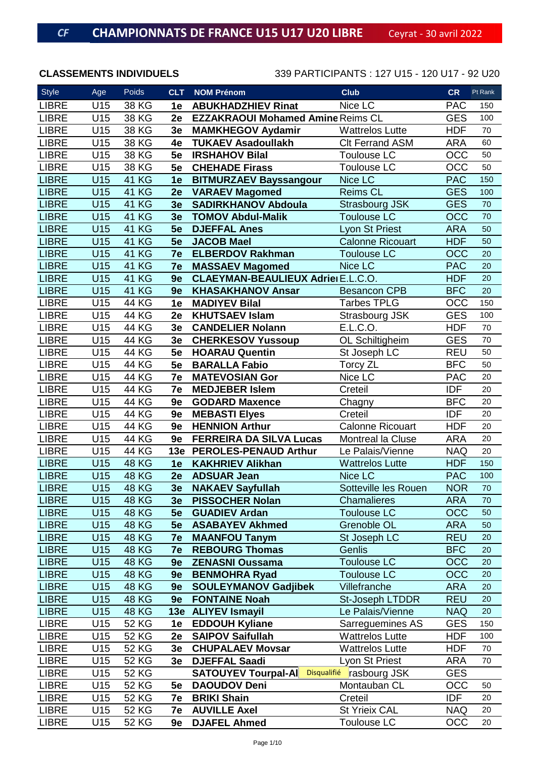# CHAMPIONNATS DE FRANCE U15 U17 U20 LIBRE

Ceyrat - 30 avril 2022

**CLASSEMENTS INDIVIDUELS**

339 PARTICIPANTS : 127 U15 - 120 U17 - 92 U20

| Style | Age | Poids | CLT | NOM Prénom | Club | CR | Pt Rank |
|---|---|---|---|---|---|---|---|
| LIBRE | U15 | 38 KG | 1e | ABUKHADZHIEV Rinat | Nice LC | PAC | 150 |
| LIBRE | U15 | 38 KG | 2e | EZZAKRAOUI Mohamed Amine | Reims CL | GES | 100 |
| LIBRE | U15 | 38 KG | 3e | MAMKHEGOV Aydamir | Wattrelos Lutte | HDF | 70 |
| LIBRE | U15 | 38 KG | 4e | TUKAEV Asadoullakh | Clt Ferrand ASM | ARA | 60 |
| LIBRE | U15 | 38 KG | 5e | IRSHAHOV Bilal | Toulouse LC | OCC | 50 |
| LIBRE | U15 | 38 KG | 5e | CHEHADE Firass | Toulouse LC | OCC | 50 |
| LIBRE | U15 | 41 KG | 1e | BITMURZAEV Bayssangour | Nice LC | PAC | 150 |
| LIBRE | U15 | 41 KG | 2e | VARAEV Magomed | Reims CL | GES | 100 |
| LIBRE | U15 | 41 KG | 3e | SADIRKHANOV Abdoula | Strasbourg JSK | GES | 70 |
| LIBRE | U15 | 41 KG | 3e | TOMOV Abdul-Malik | Toulouse LC | OCC | 70 |
| LIBRE | U15 | 41 KG | 5e | DJEFFAL Anes | Lyon St Priest | ARA | 50 |
| LIBRE | U15 | 41 KG | 5e | JACOB Mael | Calonne Ricouart | HDF | 50 |
| LIBRE | U15 | 41 KG | 7e | ELBERDOV Rakhman | Toulouse LC | OCC | 20 |
| LIBRE | U15 | 41 KG | 7e | MASSAEV Magomed | Nice LC | PAC | 20 |
| LIBRE | U15 | 41 KG | 9e | CLAEYMAN-BEAULIEUX Adrien | E.L.C.O. | HDF | 20 |
| LIBRE | U15 | 41 KG | 9e | KHASAKHANOV Ansar | Besancon CPB | BFC | 20 |
| LIBRE | U15 | 44 KG | 1e | MADIYEV Bilal | Tarbes TPLG | OCC | 150 |
| LIBRE | U15 | 44 KG | 2e | KHUTSAEV Islam | Strasbourg JSK | GES | 100 |
| LIBRE | U15 | 44 KG | 3e | CANDELIER Nolann | E.L.C.O. | HDF | 70 |
| LIBRE | U15 | 44 KG | 3e | CHERKESOV Yussoup | OL Schiltigheim | GES | 70 |
| LIBRE | U15 | 44 KG | 5e | HOARAU Quentin | St Joseph LC | REU | 50 |
| LIBRE | U15 | 44 KG | 5e | BARALLA Fabio | Torcy ZL | BFC | 50 |
| LIBRE | U15 | 44 KG | 7e | MATEVOSIAN Gor | Nice LC | PAC | 20 |
| LIBRE | U15 | 44 KG | 7e | MEDJEBER Islem | Creteil | IDF | 20 |
| LIBRE | U15 | 44 KG | 9e | GODARD Maxence | Chagny | BFC | 20 |
| LIBRE | U15 | 44 KG | 9e | MEBASTI Elyes | Creteil | IDF | 20 |
| LIBRE | U15 | 44 KG | 9e | HENNION Arthur | Calonne Ricouart | HDF | 20 |
| LIBRE | U15 | 44 KG | 9e | FERREIRA DA SILVA Lucas | Montreal la Cluse | ARA | 20 |
| LIBRE | U15 | 44 KG | 13e | PEROLES-PENAUD Arthur | Le Palais/Vienne | NAQ | 20 |
| LIBRE | U15 | 48 KG | 1e | KAKHRIEV Alikhan | Wattrelos Lutte | HDF | 150 |
| LIBRE | U15 | 48 KG | 2e | ADSUAR Jean | Nice LC | PAC | 100 |
| LIBRE | U15 | 48 KG | 3e | NAKAEV Sayfullah | Sotteville les Rouen | NOR | 70 |
| LIBRE | U15 | 48 KG | 3e | PISSOCHER Nolan | Chamalieres | ARA | 70 |
| LIBRE | U15 | 48 KG | 5e | GUADIEV Ardan | Toulouse LC | OCC | 50 |
| LIBRE | U15 | 48 KG | 5e | ASABAYEV Akhmed | Grenoble OL | ARA | 50 |
| LIBRE | U15 | 48 KG | 7e | MAANFOU Tanym | St Joseph LC | REU | 20 |
| LIBRE | U15 | 48 KG | 7e | REBOURG Thomas | Genlis | BFC | 20 |
| LIBRE | U15 | 48 KG | 9e | ZENASNI Oussama | Toulouse LC | OCC | 20 |
| LIBRE | U15 | 48 KG | 9e | BENMOHRA Ryad | Toulouse LC | OCC | 20 |
| LIBRE | U15 | 48 KG | 9e | SOULEYMANOV Gadjibek | Villefranche | ARA | 20 |
| LIBRE | U15 | 48 KG | 9e | FONTAINE Noah | St-Joseph LTDDR | REU | 20 |
| LIBRE | U15 | 48 KG | 13e | ALIYEV Ismayil | Le Palais/Vienne | NAQ | 20 |
| LIBRE | U15 | 52 KG | 1e | EDDOUH Kyliane | Sarreguemines AS | GES | 150 |
| LIBRE | U15 | 52 KG | 2e | SAIPOV Saifullah | Wattrelos Lutte | HDF | 100 |
| LIBRE | U15 | 52 KG | 3e | CHUPALAEV Movsar | Wattrelos Lutte | HDF | 70 |
| LIBRE | U15 | 52 KG | 3e | DJEFFAL Saadi | Lyon St Priest | ARA | 70 |
| LIBRE | U15 | 52 KG | | SATOUYEV Tourpal-Al Disqualifié | Strasbourg JSK | GES | |
| LIBRE | U15 | 52 KG | 5e | DAOUDOV Deni | Montauban CL | OCC | 50 |
| LIBRE | U15 | 52 KG | 7e | BRIKI Shain | Creteil | IDF | 20 |
| LIBRE | U15 | 52 KG | 7e | AUVILLE Axel | St Yrieix CAL | NAQ | 20 |
| LIBRE | U15 | 52 KG | 9e | DJAFEL Ahmed | Toulouse LC | OCC | 20 |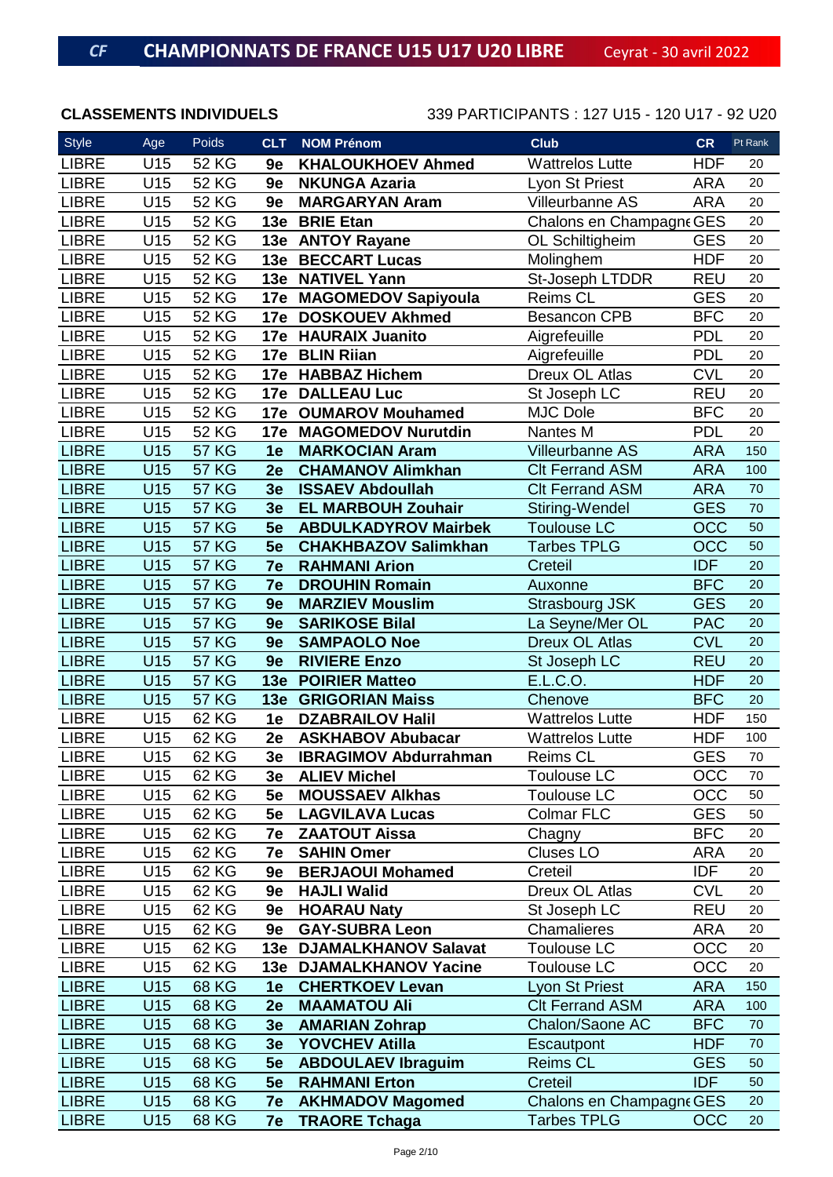# CHAMPIONNATS DE FRANCE U15 U17 U20 LIBRE

Ceyrat - 30 avril 2022

**CLASSEMENTS INDIVIDUELS**

339 PARTICIPANTS : 127 U15 - 120 U17 - 92 U20

| Style | Age | Poids | CLT | NOM Prénom | Club | CR | Pt Rank |
|---|---|---|---|---|---|---|---|
| LIBRE | U15 | 52 KG | 9e | KHALOUKHOEV Ahmed | Wattrelos Lutte | HDF | 20 |
| LIBRE | U15 | 52 KG | 9e | NKUNGA Azaria | Lyon St Priest | ARA | 20 |
| LIBRE | U15 | 52 KG | 9e | MARGARYAN Aram | Villeurbanne AS | ARA | 20 |
| LIBRE | U15 | 52 KG | 13e | BRIE Etan | Chalons en Champagne | GES | 20 |
| LIBRE | U15 | 52 KG | 13e | ANTOY Rayane | OL Schiltigheim | GES | 20 |
| LIBRE | U15 | 52 KG | 13e | BECCART Lucas | Molinghem | HDF | 20 |
| LIBRE | U15 | 52 KG | 13e | NATIVEL Yann | St-Joseph LTDDR | REU | 20 |
| LIBRE | U15 | 52 KG | 17e | MAGOMEDOV Sapiyoula | Reims CL | GES | 20 |
| LIBRE | U15 | 52 KG | 17e | DOSKOUEV Akhmed | Besancon CPB | BFC | 20 |
| LIBRE | U15 | 52 KG | 17e | HAURAIX Juanito | Aigrefeuille | PDL | 20 |
| LIBRE | U15 | 52 KG | 17e | BLIN Riian | Aigrefeuille | PDL | 20 |
| LIBRE | U15 | 52 KG | 17e | HABBAZ Hichem | Dreux OL Atlas | CVL | 20 |
| LIBRE | U15 | 52 KG | 17e | DALLEAU Luc | St Joseph LC | REU | 20 |
| LIBRE | U15 | 52 KG | 17e | OUMAROV Mouhamed | MJC Dole | BFC | 20 |
| LIBRE | U15 | 52 KG | 17e | MAGOMEDOV Nurutdin | Nantes M | PDL | 20 |
| LIBRE | U15 | 57 KG | 1e | MARKOCIAN Aram | Villeurbanne AS | ARA | 150 |
| LIBRE | U15 | 57 KG | 2e | CHAMANOV Alimkhan | Clt Ferrand ASM | ARA | 100 |
| LIBRE | U15 | 57 KG | 3e | ISSAEV Abdoullah | Clt Ferrand ASM | ARA | 70 |
| LIBRE | U15 | 57 KG | 3e | EL MARBOUH Zouhair | Stiring-Wendel | GES | 70 |
| LIBRE | U15 | 57 KG | 5e | ABDULKADYROV Mairbek | Toulouse LC | OCC | 50 |
| LIBRE | U15 | 57 KG | 5e | CHAKHBAZOV Salimkhan | Tarbes TPLG | OCC | 50 |
| LIBRE | U15 | 57 KG | 7e | RAHMANI Arion | Creteil | IDF | 20 |
| LIBRE | U15 | 57 KG | 7e | DROUHIN Romain | Auxonne | BFC | 20 |
| LIBRE | U15 | 57 KG | 9e | MARZIEV Mouslim | Strasbourg JSK | GES | 20 |
| LIBRE | U15 | 57 KG | 9e | SARIKOSE Bilal | La Seyne/Mer OL | PAC | 20 |
| LIBRE | U15 | 57 KG | 9e | SAMPAOLO Noe | Dreux OL Atlas | CVL | 20 |
| LIBRE | U15 | 57 KG | 9e | RIVIERE Enzo | St Joseph LC | REU | 20 |
| LIBRE | U15 | 57 KG | 13e | POIRIER Matteo | E.L.C.O. | HDF | 20 |
| LIBRE | U15 | 57 KG | 13e | GRIGORIAN Maiss | Chenove | BFC | 20 |
| LIBRE | U15 | 62 KG | 1e | DZABRAILOV Halil | Wattrelos Lutte | HDF | 150 |
| LIBRE | U15 | 62 KG | 2e | ASKHABOV Abubacar | Wattrelos Lutte | HDF | 100 |
| LIBRE | U15 | 62 KG | 3e | IBRAGIMOV Abdurrahman | Reims CL | GES | 70 |
| LIBRE | U15 | 62 KG | 3e | ALIEV Michel | Toulouse LC | OCC | 70 |
| LIBRE | U15 | 62 KG | 5e | MOUSSAEV Alkhas | Toulouse LC | OCC | 50 |
| LIBRE | U15 | 62 KG | 5e | LAGVILAVA Lucas | Colmar FLC | GES | 50 |
| LIBRE | U15 | 62 KG | 7e | ZAATOUT Aissa | Chagny | BFC | 20 |
| LIBRE | U15 | 62 KG | 7e | SAHIN Omer | Cluses LO | ARA | 20 |
| LIBRE | U15 | 62 KG | 9e | BERJAOUI Mohamed | Creteil | IDF | 20 |
| LIBRE | U15 | 62 KG | 9e | HAJLI Walid | Dreux OL Atlas | CVL | 20 |
| LIBRE | U15 | 62 KG | 9e | HOARAU Naty | St Joseph LC | REU | 20 |
| LIBRE | U15 | 62 KG | 9e | GAY-SUBRA Leon | Chamalieres | ARA | 20 |
| LIBRE | U15 | 62 KG | 13e | DJAMALKHANOV Salavat | Toulouse LC | OCC | 20 |
| LIBRE | U15 | 62 KG | 13e | DJAMALKHANOV Yacine | Toulouse LC | OCC | 20 |
| LIBRE | U15 | 68 KG | 1e | CHERTKOEV Levan | Lyon St Priest | ARA | 150 |
| LIBRE | U15 | 68 KG | 2e | MAAMATOU Ali | Clt Ferrand ASM | ARA | 100 |
| LIBRE | U15 | 68 KG | 3e | AMARIAN Zohrap | Chalon/Saone AC | BFC | 70 |
| LIBRE | U15 | 68 KG | 3e | YOVCHEV Atilla | Escautpont | HDF | 70 |
| LIBRE | U15 | 68 KG | 5e | ABDOULAEV Ibraguim | Reims CL | GES | 50 |
| LIBRE | U15 | 68 KG | 5e | RAHMANI Erton | Creteil | IDF | 50 |
| LIBRE | U15 | 68 KG | 7e | AKHMADOV Magomed | Chalons en Champagne | GES | 20 |
| LIBRE | U15 | 68 KG | 7e | TRAORE Tchaga | Tarbes TPLG | OCC | 20 |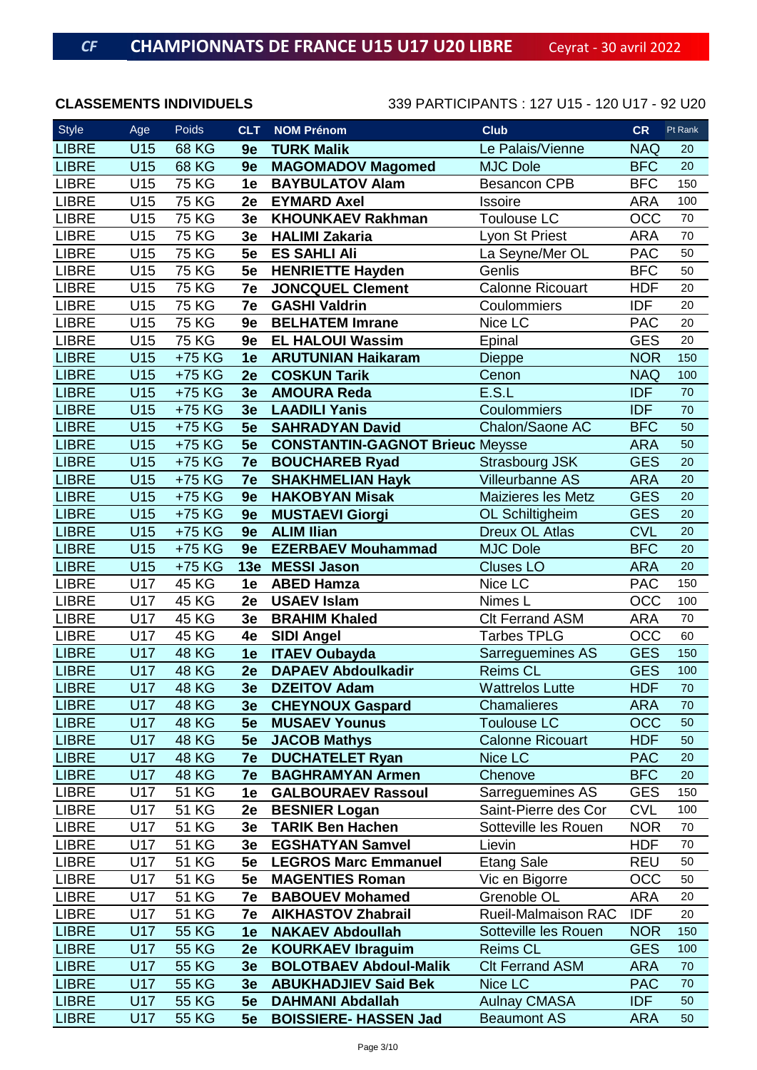# CHAMPIONNATS DE FRANCE U15 U17 U20 LIBRE

Ceyrat - 30 avril 2022

**CLASSEMENTS INDIVIDUELS** 339 PARTICIPANTS : 127 U15 - 120 U17 - 92 U20

| Style | Age | Poids | CLT | NOM Prénom | Club | CR | Pt Rank |
|---|---|---|---|---|---|---|---|
| LIBRE | U15 | 68 KG | 9e | TURK Malik | Le Palais/Vienne | NAQ | 20 |
| LIBRE | U15 | 68 KG | 9e | MAGOMADOV Magomed | MJC Dole | BFC | 20 |
| LIBRE | U15 | 75 KG | 1e | BAYBULATOV Alam | Besancon CPB | BFC | 150 |
| LIBRE | U15 | 75 KG | 2e | EYMARD Axel | Issoire | ARA | 100 |
| LIBRE | U15 | 75 KG | 3e | KHOUNKAEV Rakhman | Toulouse LC | OCC | 70 |
| LIBRE | U15 | 75 KG | 3e | HALIMI Zakaria | Lyon St Priest | ARA | 70 |
| LIBRE | U15 | 75 KG | 5e | ES SAHLI Ali | La Seyne/Mer OL | PAC | 50 |
| LIBRE | U15 | 75 KG | 5e | HENRIETTE Hayden | Genlis | BFC | 50 |
| LIBRE | U15 | 75 KG | 7e | JONCQUEL Clement | Calonne Ricouart | HDF | 20 |
| LIBRE | U15 | 75 KG | 7e | GASHI Valdrin | Coulommiers | IDF | 20 |
| LIBRE | U15 | 75 KG | 9e | BELHATEM Imrane | Nice LC | PAC | 20 |
| LIBRE | U15 | 75 KG | 9e | EL HALOUI Wassim | Epinal | GES | 20 |
| LIBRE | U15 | +75 KG | 1e | ARUTUNIAN Haikaram | Dieppe | NOR | 150 |
| LIBRE | U15 | +75 KG | 2e | COSKUN Tarik | Cenon | NAQ | 100 |
| LIBRE | U15 | +75 KG | 3e | AMOURA Reda | E.S.L | IDF | 70 |
| LIBRE | U15 | +75 KG | 3e | LAADILI Yanis | Coulommiers | IDF | 70 |
| LIBRE | U15 | +75 KG | 5e | SAHRADYAN David | Chalon/Saone AC | BFC | 50 |
| LIBRE | U15 | +75 KG | 5e | CONSTANTIN-GAGNOT Brieuc | Meysse | ARA | 50 |
| LIBRE | U15 | +75 KG | 7e | BOUCHAREB Ryad | Strasbourg JSK | GES | 20 |
| LIBRE | U15 | +75 KG | 7e | SHAKHMELIAN Hayk | Villeurbanne AS | ARA | 20 |
| LIBRE | U15 | +75 KG | 9e | HAKOBYAN Misak | Maizieres les Metz | GES | 20 |
| LIBRE | U15 | +75 KG | 9e | MUSTAEVI Giorgi | OL Schiltigheim | GES | 20 |
| LIBRE | U15 | +75 KG | 9e | ALIM Ilian | Dreux OL Atlas | CVL | 20 |
| LIBRE | U15 | +75 KG | 9e | EZERBAEV Mouhammad | MJC Dole | BFC | 20 |
| LIBRE | U15 | +75 KG | 13e | MESSI Jason | Cluses LO | ARA | 20 |
| LIBRE | U17 | 45 KG | 1e | ABED Hamza | Nice LC | PAC | 150 |
| LIBRE | U17 | 45 KG | 2e | USAEV Islam | Nimes L | OCC | 100 |
| LIBRE | U17 | 45 KG | 3e | BRAHIM Khaled | Clt Ferrand ASM | ARA | 70 |
| LIBRE | U17 | 45 KG | 4e | SIDI Angel | Tarbes TPLG | OCC | 60 |
| LIBRE | U17 | 48 KG | 1e | ITAEV Oubayda | Sarreguemines AS | GES | 150 |
| LIBRE | U17 | 48 KG | 2e | DAPAEV Abdoulkadir | Reims CL | GES | 100 |
| LIBRE | U17 | 48 KG | 3e | DZEITOV Adam | Wattrelos Lutte | HDF | 70 |
| LIBRE | U17 | 48 KG | 3e | CHEYNOUX Gaspard | Chamalieres | ARA | 70 |
| LIBRE | U17 | 48 KG | 5e | MUSAEV Younus | Toulouse LC | OCC | 50 |
| LIBRE | U17 | 48 KG | 5e | JACOB Mathys | Calonne Ricouart | HDF | 50 |
| LIBRE | U17 | 48 KG | 7e | DUCHATELET Ryan | Nice LC | PAC | 20 |
| LIBRE | U17 | 48 KG | 7e | BAGHRAMYAN Armen | Chenove | BFC | 20 |
| LIBRE | U17 | 51 KG | 1e | GALBOURAEV Rassoul | Sarreguemines AS | GES | 150 |
| LIBRE | U17 | 51 KG | 2e | BESNIER Logan | Saint-Pierre des Cor | CVL | 100 |
| LIBRE | U17 | 51 KG | 3e | TARIK Ben Hachen | Sotteville les Rouen | NOR | 70 |
| LIBRE | U17 | 51 KG | 3e | EGSHATYAN Samvel | Lievin | HDF | 70 |
| LIBRE | U17 | 51 KG | 5e | LEGROS Marc Emmanuel | Etang Sale | REU | 50 |
| LIBRE | U17 | 51 KG | 5e | MAGENTIES Roman | Vic en Bigorre | OCC | 50 |
| LIBRE | U17 | 51 KG | 7e | BABOUEV Mohamed | Grenoble OL | ARA | 20 |
| LIBRE | U17 | 51 KG | 7e | AIKHASTOV Zhabrail | Rueil-Malmaison RAC | IDF | 20 |
| LIBRE | U17 | 55 KG | 1e | NAKAEV Abdoullah | Sotteville les Rouen | NOR | 150 |
| LIBRE | U17 | 55 KG | 2e | KOURKAEV Ibraguim | Reims CL | GES | 100 |
| LIBRE | U17 | 55 KG | 3e | BOLOTBAEV Abdoul-Malik | Clt Ferrand ASM | ARA | 70 |
| LIBRE | U17 | 55 KG | 3e | ABUKHADJIEV Said Bek | Nice LC | PAC | 70 |
| LIBRE | U17 | 55 KG | 5e | DAHMANI Abdallah | Aulnay CMASA | IDF | 50 |
| LIBRE | U17 | 55 KG | 5e | BOISSIERE- HASSEN Jad | Beaumont AS | ARA | 50 |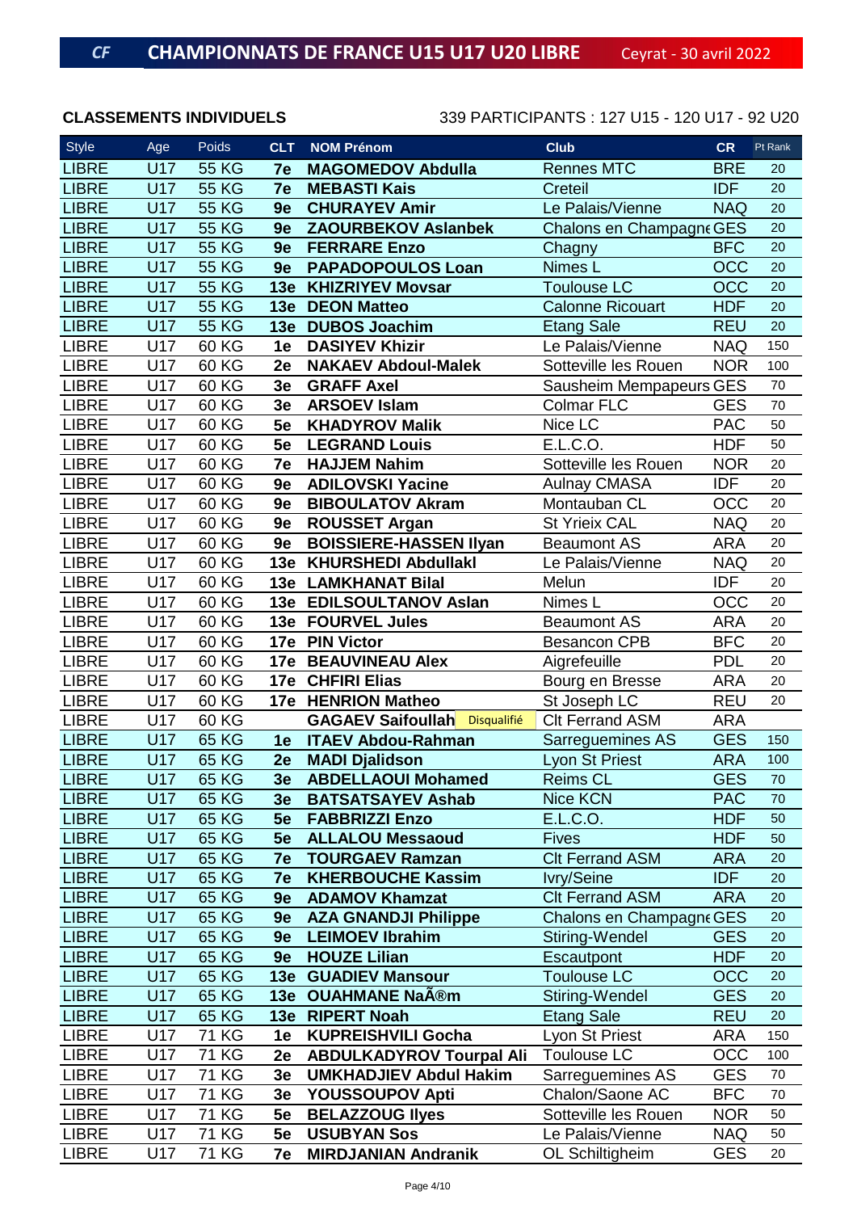# CF CHAMPIONNATS DE FRANCE U15 U17 U20 LIBRE

Ceyrat - 30 avril 2022

**CLASSEMENTS INDIVIDUELS**

339 PARTICIPANTS : 127 U15 - 120 U17 - 92 U20

| Style | Age | Poids | CLT | NOM Prénom | Club | CR | Pt Rank |
|---|---|---|---|---|---|---|---|
| LIBRE | U17 | 55 KG | 7e | MAGOMEDOV Abdulla | Rennes MTC | BRE | 20 |
| LIBRE | U17 | 55 KG | 7e | MEBASTI Kais | Creteil | IDF | 20 |
| LIBRE | U17 | 55 KG | 9e | CHURAYEV Amir | Le Palais/Vienne | NAQ | 20 |
| LIBRE | U17 | 55 KG | 9e | ZAOURBEKOV Aslanbek | Chalons en Champagne | GES | 20 |
| LIBRE | U17 | 55 KG | 9e | FERRARE Enzo | Chagny | BFC | 20 |
| LIBRE | U17 | 55 KG | 9e | PAPADOPOULOS Loan | Nimes L | OCC | 20 |
| LIBRE | U17 | 55 KG | 13e | KHIZRIYEV Movsar | Toulouse LC | OCC | 20 |
| LIBRE | U17 | 55 KG | 13e | DEON Matteo | Calonne Ricouart | HDF | 20 |
| LIBRE | U17 | 55 KG | 13e | DUBOS Joachim | Etang Sale | REU | 20 |
| LIBRE | U17 | 60 KG | 1e | DASIYEV Khizir | Le Palais/Vienne | NAQ | 150 |
| LIBRE | U17 | 60 KG | 2e | NAKAEV Abdoul-Malek | Sotteville les Rouen | NOR | 100 |
| LIBRE | U17 | 60 KG | 3e | GRAFF Axel | Sausheim Mempapeurs | GES | 70 |
| LIBRE | U17 | 60 KG | 3e | ARSOEV Islam | Colmar FLC | GES | 70 |
| LIBRE | U17 | 60 KG | 5e | KHADYROV Malik | Nice LC | PAC | 50 |
| LIBRE | U17 | 60 KG | 5e | LEGRAND Louis | E.L.C.O. | HDF | 50 |
| LIBRE | U17 | 60 KG | 7e | HAJJEM Nahim | Sotteville les Rouen | NOR | 20 |
| LIBRE | U17 | 60 KG | 9e | ADILOVSKI Yacine | Aulnay CMASA | IDF | 20 |
| LIBRE | U17 | 60 KG | 9e | BIBOULATOV Akram | Montauban CL | OCC | 20 |
| LIBRE | U17 | 60 KG | 9e | ROUSSET Argan | St Yrieix CAL | NAQ | 20 |
| LIBRE | U17 | 60 KG | 9e | BOISSIERE-HASSEN Ilyan | Beaumont AS | ARA | 20 |
| LIBRE | U17 | 60 KG | 13e | KHURSHEDI Abdullakl | Le Palais/Vienne | NAQ | 20 |
| LIBRE | U17 | 60 KG | 13e | LAMKHANAT Bilal | Melun | IDF | 20 |
| LIBRE | U17 | 60 KG | 13e | EDILSOULTANOV Aslan | Nimes L | OCC | 20 |
| LIBRE | U17 | 60 KG | 13e | FOURVEL Jules | Beaumont AS | ARA | 20 |
| LIBRE | U17 | 60 KG | 17e | PIN Victor | Besancon CPB | BFC | 20 |
| LIBRE | U17 | 60 KG | 17e | BEAUVINEAU Alex | Aigrefeuille | PDL | 20 |
| LIBRE | U17 | 60 KG | 17e | CHFIRI Elias | Bourg en Bresse | ARA | 20 |
| LIBRE | U17 | 60 KG | 17e | HENRION Matheo | St Joseph LC | REU | 20 |
| LIBRE | U17 | 60 KG | | GAGAEV Saifoullah Disqualifié | Clt Ferrand ASM | ARA | |
| LIBRE | U17 | 65 KG | 1e | ITAEV Abdou-Rahman | Sarreguemines AS | GES | 150 |
| LIBRE | U17 | 65 KG | 2e | MADI Djalidson | Lyon St Priest | ARA | 100 |
| LIBRE | U17 | 65 KG | 3e | ABDELLAOUI Mohamed | Reims CL | GES | 70 |
| LIBRE | U17 | 65 KG | 3e | BATSATSAYEV Ashab | Nice KCN | PAC | 70 |
| LIBRE | U17 | 65 KG | 5e | FABBRIZZI Enzo | E.L.C.O. | HDF | 50 |
| LIBRE | U17 | 65 KG | 5e | ALLALOU Messaoud | Fives | HDF | 50 |
| LIBRE | U17 | 65 KG | 7e | TOURGAEV Ramzan | Clt Ferrand ASM | ARA | 20 |
| LIBRE | U17 | 65 KG | 7e | KHERBOUCHE Kassim | Ivry/Seine | IDF | 20 |
| LIBRE | U17 | 65 KG | 9e | ADAMOV Khamzat | Clt Ferrand ASM | ARA | 20 |
| LIBRE | U17 | 65 KG | 9e | AZA GNANDJI Philippe | Chalons en Champagne | GES | 20 |
| LIBRE | U17 | 65 KG | 9e | LEIMOEV Ibrahim | Stiring-Wendel | GES | 20 |
| LIBRE | U17 | 65 KG | 9e | HOUZE Lilian | Escautpont | HDF | 20 |
| LIBRE | U17 | 65 KG | 13e | GUADIEV Mansour | Toulouse LC | OCC | 20 |
| LIBRE | U17 | 65 KG | 13e | OUAHMANE NaÃ®m | Stiring-Wendel | GES | 20 |
| LIBRE | U17 | 65 KG | 13e | RIPERT Noah | Etang Sale | REU | 20 |
| LIBRE | U17 | 71 KG | 1e | KUPREISHVILI Gocha | Lyon St Priest | ARA | 150 |
| LIBRE | U17 | 71 KG | 2e | ABDULKADYROV Tourpal Ali | Toulouse LC | OCC | 100 |
| LIBRE | U17 | 71 KG | 3e | UMKHADJIEV Abdul Hakim | Sarreguemines AS | GES | 70 |
| LIBRE | U17 | 71 KG | 3e | YOUSSOUPOV Apti | Chalon/Saone AC | BFC | 70 |
| LIBRE | U17 | 71 KG | 5e | BELAZZOUG Ilyes | Sotteville les Rouen | NOR | 50 |
| LIBRE | U17 | 71 KG | 5e | USUBYAN Sos | Le Palais/Vienne | NAQ | 50 |
| LIBRE | U17 | 71 KG | 7e | MIRDJANIAN Andranik | OL Schiltigheim | GES | 20 |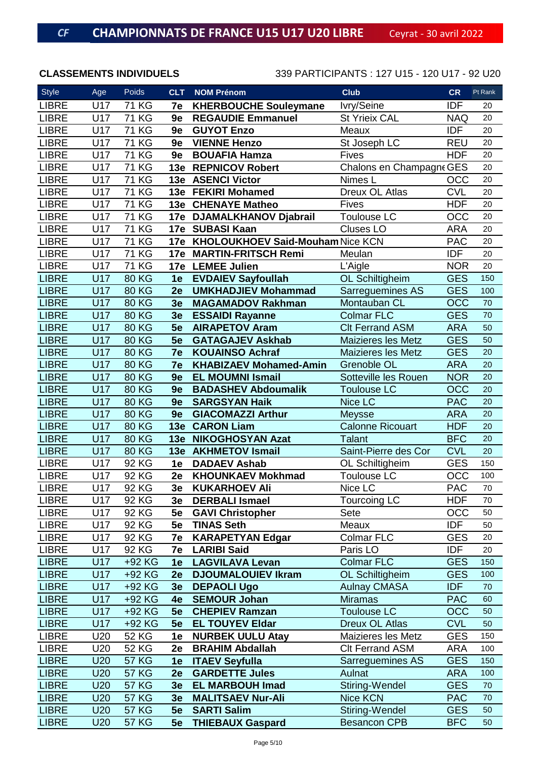# CHAMPIONNATS DE FRANCE U15 U17 U20 LIBRE

Ceyrat - 30 avril 2022

**CLASSEMENTS INDIVIDUELS**

339 PARTICIPANTS : 127 U15 - 120 U17 - 92 U20

| Style | Age | Poids | CLT | NOM Prénom | Club | CR | Pt Rank |
|---|---|---|---|---|---|---|---|
| LIBRE | U17 | 71 KG | 7e | **KHERBOUCHE Souleymane** | Ivry/Seine | IDF | 20 |
| LIBRE | U17 | 71 KG | 9e | **REGAUDIE Emmanuel** | St Yrieix CAL | NAQ | 20 |
| LIBRE | U17 | 71 KG | 9e | **GUYOT Enzo** | Meaux | IDF | 20 |
| LIBRE | U17 | 71 KG | 9e | **VIENNE Henzo** | St Joseph LC | REU | 20 |
| LIBRE | U17 | 71 KG | 9e | **BOUAFIA Hamza** | Fives | HDF | 20 |
| LIBRE | U17 | 71 KG | 13e | **REPNICOV Robert** | Chalons en Champagne | GES | 20 |
| LIBRE | U17 | 71 KG | 13e | **ASENCI Victor** | Nimes L | OCC | 20 |
| LIBRE | U17 | 71 KG | 13e | **FEKIRI Mohamed** | Dreux OL Atlas | CVL | 20 |
| LIBRE | U17 | 71 KG | 13e | **CHENAYE Matheo** | Fives | HDF | 20 |
| LIBRE | U17 | 71 KG | 17e | **DJAMALKHANOV Djabrail** | Toulouse LC | OCC | 20 |
| LIBRE | U17 | 71 KG | 17e | **SUBASI Kaan** | Cluses LO | ARA | 20 |
| LIBRE | U17 | 71 KG | 17e | **KHOLOUKHOEV Said-Mouham** | Nice KCN | PAC | 20 |
| LIBRE | U17 | 71 KG | 17e | **MARTIN-FRITSCH Remi** | Meulan | IDF | 20 |
| LIBRE | U17 | 71 KG | 17e | **LEMEE Julien** | L'Aigle | NOR | 20 |
| LIBRE | U17 | 80 KG | 1e | **EVDAIEV Sayfoullah** | OL Schiltigheim | GES | 150 |
| LIBRE | U17 | 80 KG | 2e | **UMKHADJIEV Mohammad** | Sarreguemines AS | GES | 100 |
| LIBRE | U17 | 80 KG | 3e | **MAGAMADOV Rakhman** | Montauban CL | OCC | 70 |
| LIBRE | U17 | 80 KG | 3e | **ESSAIDI Rayanne** | Colmar FLC | GES | 70 |
| LIBRE | U17 | 80 KG | 5e | **AIRAPETOV Aram** | Clt Ferrand ASM | ARA | 50 |
| LIBRE | U17 | 80 KG | 5e | **GATAGAJEV Askhab** | Maizieres les Metz | GES | 50 |
| LIBRE | U17 | 80 KG | 7e | **KOUAINSO Achraf** | Maizieres les Metz | GES | 20 |
| LIBRE | U17 | 80 KG | 7e | **KHABIZAEV Mohamed-Amin** | Grenoble OL | ARA | 20 |
| LIBRE | U17 | 80 KG | 9e | **EL MOUMNI Ismail** | Sotteville les Rouen | NOR | 20 |
| LIBRE | U17 | 80 KG | 9e | **BADASHEV Abdoumalik** | Toulouse LC | OCC | 20 |
| LIBRE | U17 | 80 KG | 9e | **SARGSYAN Haik** | Nice LC | PAC | 20 |
| LIBRE | U17 | 80 KG | 9e | **GIACOMAZZI Arthur** | Meysse | ARA | 20 |
| LIBRE | U17 | 80 KG | 13e | **CARON Liam** | Calonne Ricouart | HDF | 20 |
| LIBRE | U17 | 80 KG | 13e | **NIKOGHOSYAN Azat** | Talant | BFC | 20 |
| LIBRE | U17 | 80 KG | 13e | **AKHMETOV Ismail** | Saint-Pierre des Cor | CVL | 20 |
| LIBRE | U17 | 92 KG | 1e | **DADAEV Ashab** | OL Schiltigheim | GES | 150 |
| LIBRE | U17 | 92 KG | 2e | **KHOUNKAEV Mokhmad** | Toulouse LC | OCC | 100 |
| LIBRE | U17 | 92 KG | 3e | **KUKARHOEV Ali** | Nice LC | PAC | 70 |
| LIBRE | U17 | 92 KG | 3e | **DERBALI Ismael** | Tourcoing LC | HDF | 70 |
| LIBRE | U17 | 92 KG | 5e | **GAVI Christopher** | Sete | OCC | 50 |
| LIBRE | U17 | 92 KG | 5e | **TINAS Seth** | Meaux | IDF | 50 |
| LIBRE | U17 | 92 KG | 7e | **KARAPETYAN Edgar** | Colmar FLC | GES | 20 |
| LIBRE | U17 | 92 KG | 7e | **LARIBI Said** | Paris LO | IDF | 20 |
| LIBRE | U17 | +92 KG | 1e | **LAGVILAVA Levan** | Colmar FLC | GES | 150 |
| LIBRE | U17 | +92 KG | 2e | **DJOUMALOUIEV Ikram** | OL Schiltigheim | GES | 100 |
| LIBRE | U17 | +92 KG | 3e | **DEPAOLI Ugo** | Aulnay CMASA | IDF | 70 |
| LIBRE | U17 | +92 KG | 4e | **SEMOUR Johan** | Miramas | PAC | 60 |
| LIBRE | U17 | +92 KG | 5e | **CHEPIEV Ramzan** | Toulouse LC | OCC | 50 |
| LIBRE | U17 | +92 KG | 5e | **EL TOUYEV Eldar** | Dreux OL Atlas | CVL | 50 |
| LIBRE | U20 | 52 KG | 1e | **NURBEK UULU Atay** | Maizieres les Metz | GES | 150 |
| LIBRE | U20 | 52 KG | 2e | **BRAHIM Abdallah** | Clt Ferrand ASM | ARA | 100 |
| LIBRE | U20 | 57 KG | 1e | **ITAEV Seyfulla** | Sarreguemines AS | GES | 150 |
| LIBRE | U20 | 57 KG | 2e | **GARDETTE Jules** | Aulnat | ARA | 100 |
| LIBRE | U20 | 57 KG | 3e | **EL MARBOUH Imad** | Stiring-Wendel | GES | 70 |
| LIBRE | U20 | 57 KG | 3e | **MALITSAEV Nur-Ali** | Nice KCN | PAC | 70 |
| LIBRE | U20 | 57 KG | 5e | **SARTI Salim** | Stiring-Wendel | GES | 50 |
| LIBRE | U20 | 57 KG | 5e | **THIEBAUX Gaspard** | Besancon CPB | BFC | 50 |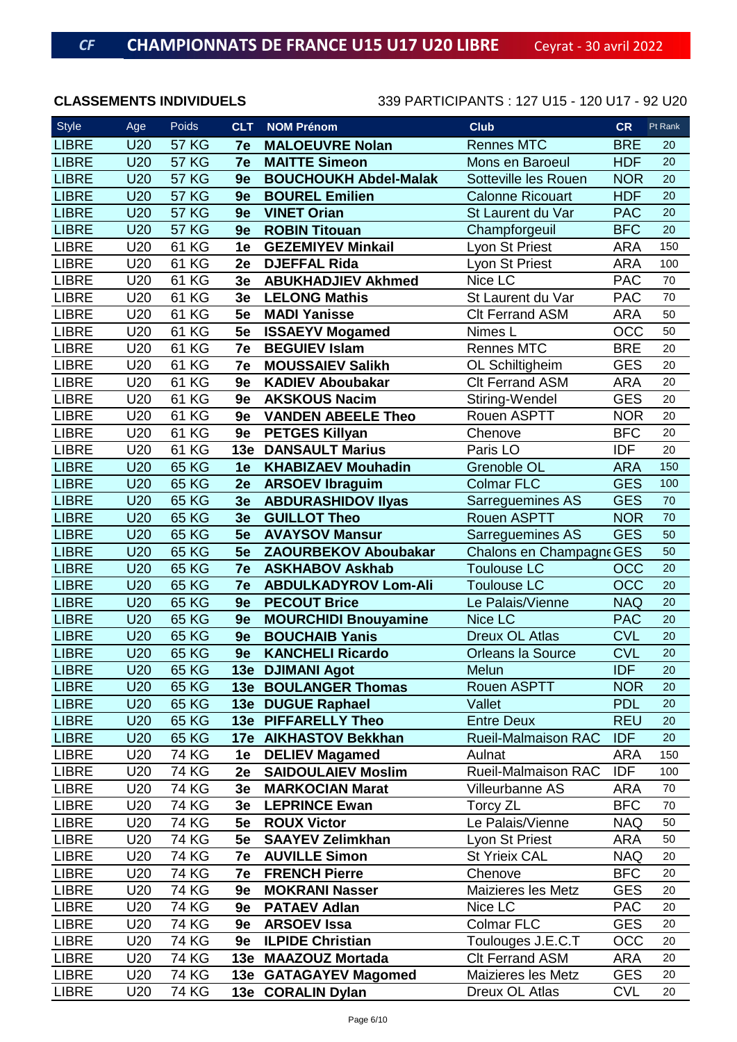# CHAMPIONNATS DE FRANCE U15 U17 U20 LIBRE

Ceyrat - 30 avril 2022

**CLASSEMENTS INDIVIDUELS**

339 PARTICIPANTS : 127 U15 - 120 U17 - 92 U20

| Style | Age | Poids | CLT | NOM Prénom | Club | CR | Pt Rank |
|---|---|---|---|---|---|---|---|
| LIBRE | U20 | 57 KG | 7e | **MALOEUVRE Nolan** | Rennes MTC | BRE | 20 |
| LIBRE | U20 | 57 KG | 7e | **MAITTE Simeon** | Mons en Baroeul | HDF | 20 |
| LIBRE | U20 | 57 KG | 9e | **BOUCHOUKH Abdel-Malak** | Sotteville les Rouen | NOR | 20 |
| LIBRE | U20 | 57 KG | 9e | **BOUREL Emilien** | Calonne Ricouart | HDF | 20 |
| LIBRE | U20 | 57 KG | 9e | **VINET Orian** | St Laurent du Var | PAC | 20 |
| LIBRE | U20 | 57 KG | 9e | **ROBIN Titouan** | Champforgeuil | BFC | 20 |
| LIBRE | U20 | 61 KG | 1e | **GEZEMIYEV Minkail** | Lyon St Priest | ARA | 150 |
| LIBRE | U20 | 61 KG | 2e | **DJEFFAL Rida** | Lyon St Priest | ARA | 100 |
| LIBRE | U20 | 61 KG | 3e | **ABUKHADJIEV Akhmed** | Nice LC | PAC | 70 |
| LIBRE | U20 | 61 KG | 3e | **LELONG Mathis** | St Laurent du Var | PAC | 70 |
| LIBRE | U20 | 61 KG | 5e | **MADI Yanisse** | Clt Ferrand ASM | ARA | 50 |
| LIBRE | U20 | 61 KG | 5e | **ISSAEYV Mogamed** | Nimes L | OCC | 50 |
| LIBRE | U20 | 61 KG | 7e | **BEGUIEV Islam** | Rennes MTC | BRE | 20 |
| LIBRE | U20 | 61 KG | 7e | **MOUSSAIEV Salikh** | OL Schiltigheim | GES | 20 |
| LIBRE | U20 | 61 KG | 9e | **KADIEV Aboubakar** | Clt Ferrand ASM | ARA | 20 |
| LIBRE | U20 | 61 KG | 9e | **AKSKOUS Nacim** | Stiring-Wendel | GES | 20 |
| LIBRE | U20 | 61 KG | 9e | **VANDEN ABEELE Theo** | Rouen ASPTT | NOR | 20 |
| LIBRE | U20 | 61 KG | 9e | **PETGES Killyan** | Chenove | BFC | 20 |
| LIBRE | U20 | 61 KG | 13e | **DANSAULT Marius** | Paris LO | IDF | 20 |
| LIBRE | U20 | 65 KG | 1e | **KHABIZAEV Mouhadin** | Grenoble OL | ARA | 150 |
| LIBRE | U20 | 65 KG | 2e | **ARSOEV Ibraguim** | Colmar FLC | GES | 100 |
| LIBRE | U20 | 65 KG | 3e | **ABDURASHIDOV Ilyas** | Sarreguemines AS | GES | 70 |
| LIBRE | U20 | 65 KG | 3e | **GUILLOT Theo** | Rouen ASPTT | NOR | 70 |
| LIBRE | U20 | 65 KG | 5e | **AVAYSOV Mansur** | Sarreguemines AS | GES | 50 |
| LIBRE | U20 | 65 KG | 5e | **ZAOURBEKOV Aboubakar** | Chalons en Champagne | GES | 50 |
| LIBRE | U20 | 65 KG | 7e | **ASKHABOV Askhab** | Toulouse LC | OCC | 20 |
| LIBRE | U20 | 65 KG | 7e | **ABDULKADYROV Lom-Ali** | Toulouse LC | OCC | 20 |
| LIBRE | U20 | 65 KG | 9e | **PECOUT Brice** | Le Palais/Vienne | NAQ | 20 |
| LIBRE | U20 | 65 KG | 9e | **MOURCHIDI Bnouyamine** | Nice LC | PAC | 20 |
| LIBRE | U20 | 65 KG | 9e | **BOUCHAIB Yanis** | Dreux OL Atlas | CVL | 20 |
| LIBRE | U20 | 65 KG | 9e | **KANCHELI Ricardo** | Orleans la Source | CVL | 20 |
| LIBRE | U20 | 65 KG | 13e | **DJIMANI Agot** | Melun | IDF | 20 |
| LIBRE | U20 | 65 KG | 13e | **BOULANGER Thomas** | Rouen ASPTT | NOR | 20 |
| LIBRE | U20 | 65 KG | 13e | **DUGUE Raphael** | Vallet | PDL | 20 |
| LIBRE | U20 | 65 KG | 13e | **PIFFARELLY Theo** | Entre Deux | REU | 20 |
| LIBRE | U20 | 65 KG | 17e | **AIKHASTOV Bekkhan** | Rueil-Malmaison RAC | IDF | 20 |
| LIBRE | U20 | 74 KG | 1e | **DELIEV Magamed** | Aulnat | ARA | 150 |
| LIBRE | U20 | 74 KG | 2e | **SAIDOULAIEV Moslim** | Rueil-Malmaison RAC | IDF | 100 |
| LIBRE | U20 | 74 KG | 3e | **MARKOCIAN Marat** | Villeurbanne AS | ARA | 70 |
| LIBRE | U20 | 74 KG | 3e | **LEPRINCE Ewan** | Torcy ZL | BFC | 70 |
| LIBRE | U20 | 74 KG | 5e | **ROUX Victor** | Le Palais/Vienne | NAQ | 50 |
| LIBRE | U20 | 74 KG | 5e | **SAAYEV Zelimkhan** | Lyon St Priest | ARA | 50 |
| LIBRE | U20 | 74 KG | 7e | **AUVILLE Simon** | St Yrieix CAL | NAQ | 20 |
| LIBRE | U20 | 74 KG | 7e | **FRENCH Pierre** | Chenove | BFC | 20 |
| LIBRE | U20 | 74 KG | 9e | **MOKRANI Nasser** | Maizieres les Metz | GES | 20 |
| LIBRE | U20 | 74 KG | 9e | **PATAEV Adlan** | Nice LC | PAC | 20 |
| LIBRE | U20 | 74 KG | 9e | **ARSOEV Issa** | Colmar FLC | GES | 20 |
| LIBRE | U20 | 74 KG | 9e | **ILPIDE Christian** | Toulouges J.E.C.T | OCC | 20 |
| LIBRE | U20 | 74 KG | 13e | **MAAZOUZ Mortada** | Clt Ferrand ASM | ARA | 20 |
| LIBRE | U20 | 74 KG | 13e | **GATAGAYEV Magomed** | Maizieres les Metz | GES | 20 |
| LIBRE | U20 | 74 KG | 13e | **CORALIN Dylan** | Dreux OL Atlas | CVL | 20 |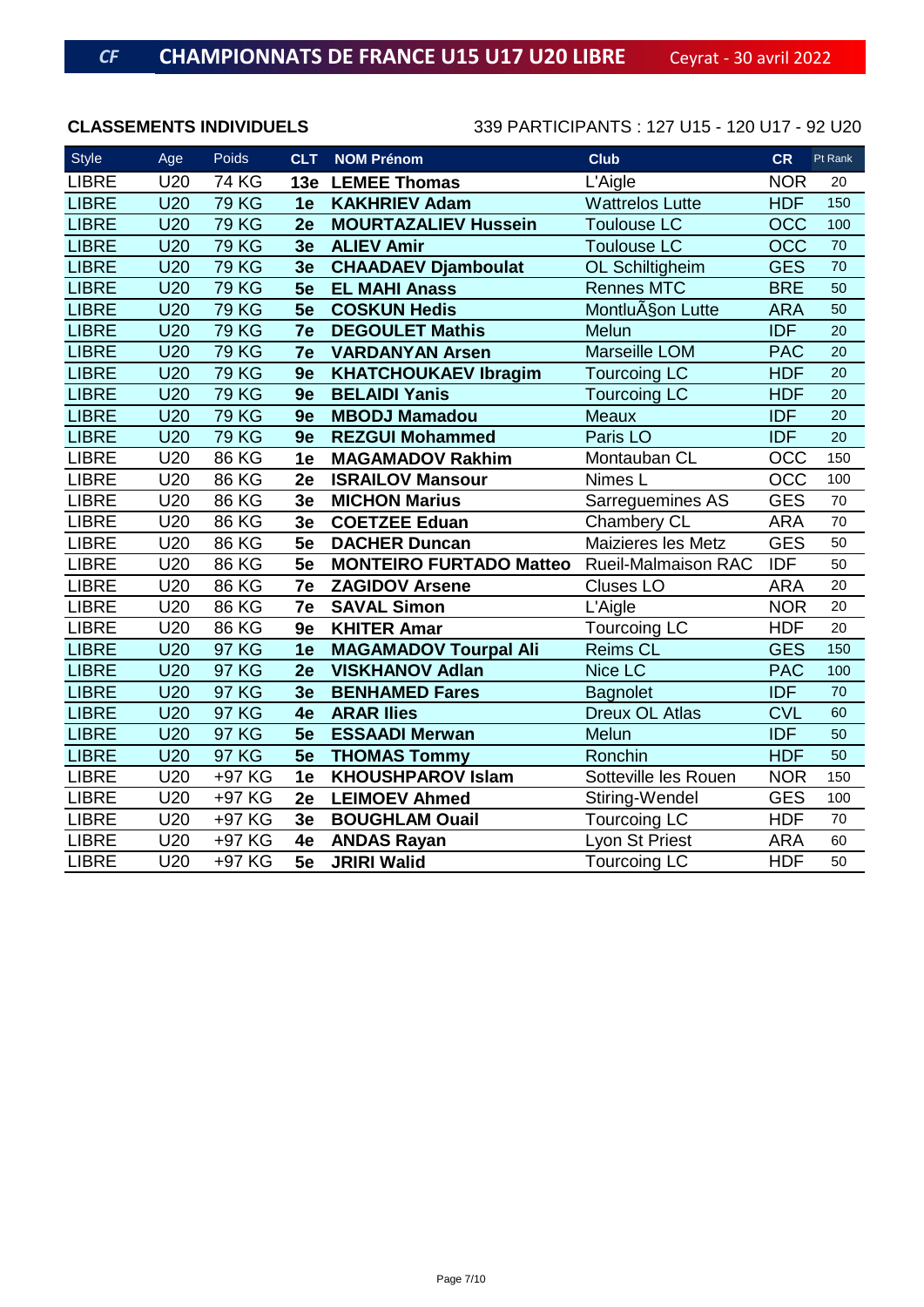# CF CHAMPIONNATS DE FRANCE U15 U17 U20 LIBRE

Ceyrat - 30 avril 2022

**CLASSEMENTS INDIVIDUELS**

339 PARTICIPANTS : 127 U15 - 120 U17 - 92 U20

| Style | Age | Poids | CLT | NOM Prénom | Club | CR | Pt Rank |
|---|---|---|---|---|---|---|---|
| LIBRE | U20 | 74 KG | **13e** | **LEMEE Thomas** | L'Aigle | NOR | 20 |
| LIBRE | U20 | 79 KG | **1e** | **KAKHRIEV Adam** | Wattrelos Lutte | HDF | 150 |
| LIBRE | U20 | 79 KG | **2e** | **MOURTAZALIEV Hussein** | Toulouse LC | OCC | 100 |
| LIBRE | U20 | 79 KG | **3e** | **ALIEV Amir** | Toulouse LC | OCC | 70 |
| LIBRE | U20 | 79 KG | **3e** | **CHAADAEV Djamboulat** | OL Schiltigheim | GES | 70 |
| LIBRE | U20 | 79 KG | **5e** | **EL MAHI Anass** | Rennes MTC | BRE | 50 |
| LIBRE | U20 | 79 KG | **5e** | **COSKUN Hedis** | MontluÃ§on Lutte | ARA | 50 |
| LIBRE | U20 | 79 KG | **7e** | **DEGOULET Mathis** | Melun | IDF | 20 |
| LIBRE | U20 | 79 KG | **7e** | **VARDANYAN Arsen** | Marseille LOM | PAC | 20 |
| LIBRE | U20 | 79 KG | **9e** | **KHATCHOUKAEV Ibragim** | Tourcoing LC | HDF | 20 |
| LIBRE | U20 | 79 KG | **9e** | **BELAIDI Yanis** | Tourcoing LC | HDF | 20 |
| LIBRE | U20 | 79 KG | **9e** | **MBODJ Mamadou** | Meaux | IDF | 20 |
| LIBRE | U20 | 79 KG | **9e** | **REZGUI Mohammed** | Paris LO | IDF | 20 |
| LIBRE | U20 | 86 KG | **1e** | **MAGAMADOV Rakhim** | Montauban CL | OCC | 150 |
| LIBRE | U20 | 86 KG | **2e** | **ISRAILOV Mansour** | Nimes L | OCC | 100 |
| LIBRE | U20 | 86 KG | **3e** | **MICHON Marius** | Sarreguemines AS | GES | 70 |
| LIBRE | U20 | 86 KG | **3e** | **COETZEE Eduan** | Chambery CL | ARA | 70 |
| LIBRE | U20 | 86 KG | **5e** | **DACHER Duncan** | Maizieres les Metz | GES | 50 |
| LIBRE | U20 | 86 KG | **5e** | **MONTEIRO FURTADO Matteo** | Rueil-Malmaison RAC | IDF | 50 |
| LIBRE | U20 | 86 KG | **7e** | **ZAGIDOV Arsene** | Cluses LO | ARA | 20 |
| LIBRE | U20 | 86 KG | **7e** | **SAVAL Simon** | L'Aigle | NOR | 20 |
| LIBRE | U20 | 86 KG | **9e** | **KHITER Amar** | Tourcoing LC | HDF | 20 |
| LIBRE | U20 | 97 KG | **1e** | **MAGAMADOV Tourpal Ali** | Reims CL | GES | 150 |
| LIBRE | U20 | 97 KG | **2e** | **VISKHANOV Adlan** | Nice LC | PAC | 100 |
| LIBRE | U20 | 97 KG | **3e** | **BENHAMED Fares** | Bagnolet | IDF | 70 |
| LIBRE | U20 | 97 KG | **4e** | **ARAR Ilies** | Dreux OL Atlas | CVL | 60 |
| LIBRE | U20 | 97 KG | **5e** | **ESSAADI Merwan** | Melun | IDF | 50 |
| LIBRE | U20 | 97 KG | **5e** | **THOMAS Tommy** | Ronchin | HDF | 50 |
| LIBRE | U20 | +97 KG | **1e** | **KHOUSHPAROV Islam** | Sotteville les Rouen | NOR | 150 |
| LIBRE | U20 | +97 KG | **2e** | **LEIMOEV Ahmed** | Stiring-Wendel | GES | 100 |
| LIBRE | U20 | +97 KG | **3e** | **BOUGHLAM Ouail** | Tourcoing LC | HDF | 70 |
| LIBRE | U20 | +97 KG | **4e** | **ANDAS Rayan** | Lyon St Priest | ARA | 60 |
| LIBRE | U20 | +97 KG | **5e** | **JRIRI Walid** | Tourcoing LC | HDF | 50 |